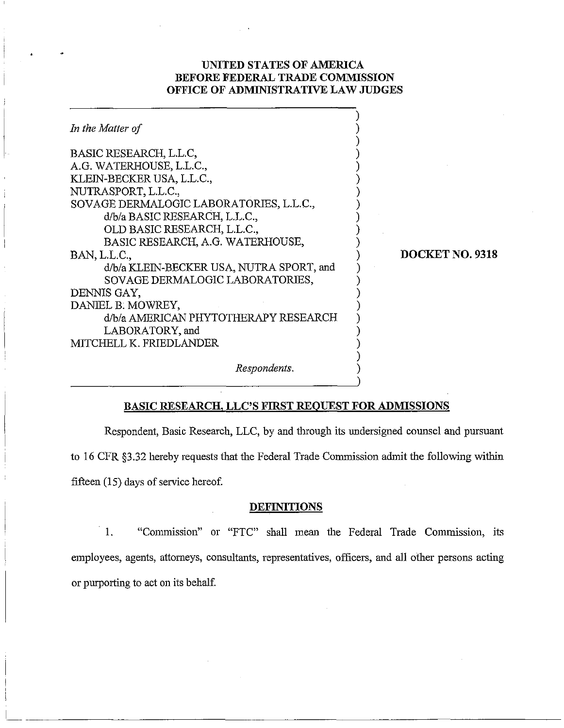**UNITED STATES OF AMERICA**
**BEFORE FEDERAL TRADE COMMISSION**
**OFFICE OF ADMINISTRATIVE LAW JUDGES**

*In the Matter of*

BASIC RESEARCH, L.L.C,
A.G. WATERHOUSE, L.L.C.,
KLEIN-BECKER USA, L.L.C.,
NUTRASPORT, L.L.C.,
SOVAGE DERMALOGIC LABORATORIES, L.L.C.,
d/b/a BASIC RESEARCH, L.L.C.,
OLD BASIC RESEARCH, L.L.C.,
BASIC RESEARCH, A.G. WATERHOUSE,
BAN, L.L.C.,
d/b/a KLEIN-BECKER USA, NUTRA SPORT, and
SOVAGE DERMALOGIC LABORATORIES,
DENNIS GAY,
DANIEL B. MOWREY,
d/b/a AMERICAN PHYTOTHERAPY RESEARCH
LABORATORY, and
MITCHELL K. FRIEDLANDER

*Respondents.*

**DOCKET NO. 9318**

## BASIC RESEARCH, LLC'S FIRST REQUEST FOR ADMISSIONS

Respondent, Basic Research, LLC, by and through its undersigned counsel and pursuant to 16 CFR §3.32 hereby requests that the Federal Trade Commission admit the following within fifteen (15) days of service hereof.

### DEFINITIONS

1. "Commission" or "FTC" shall mean the Federal Trade Commission, its employees, agents, attorneys, consultants, representatives, officers, and all other persons acting or purporting to act on its behalf.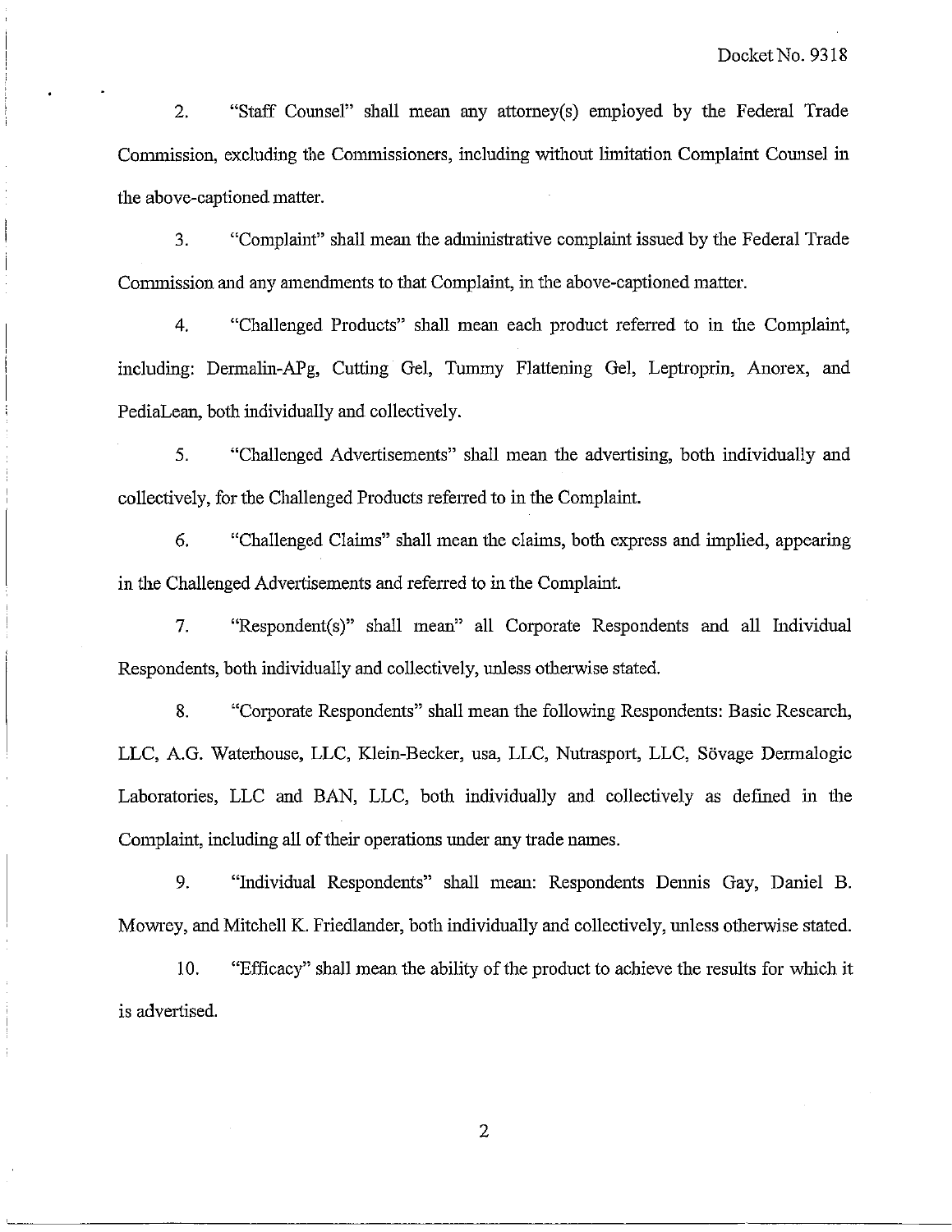2. "Staff Counsel" shall mean any attorney(s) employed by the Federal Trade Commission, excluding the Commissioners, including without limitation Complaint Counsel in the above-captioned matter.

3. "Complaint" shall mean the administrative complaint issued by the Federal Trade Commission and any amendments to that Complaint, in the above-captioned matter.

4. "Challenged Products" shall mean each product referred to in the Complaint, including: Dermalin-APg, Cutting Gel, Tummy Flattening Gel, Leptroprin, Anorex, and PediaLean, both individually and collectively.

5. "Challenged Advertisements" shall mean the advertising, both individually and collectively, for the Challenged Products referred to in the Complaint.

6. "Challenged Claims" shall mean the claims, both express and implied, appearing in the Challenged Advertisements and referred to in the Complaint.

7. "Respondent(s)" shall mean" all Corporate Respondents and all Individual Respondents, both individually and collectively, unless otherwise stated.

8. "Corporate Respondents" shall mean the following Respondents: Basic Research, LLC, A.G. Waterhouse, LLC, Klein-Becker, usa, LLC, Nutrasport, LLC, Sövage Dermalogic Laboratories, LLC and BAN, LLC, both individually and collectively as defined in the Complaint, including all of their operations under any trade names.

9. "Individual Respondents" shall mean: Respondents Dennis Gay, Daniel B. Mowrey, and Mitchell K. Friedlander, both individually and collectively, unless otherwise stated.

10. "Efficacy" shall mean the ability of the product to achieve the results for which it is advertised.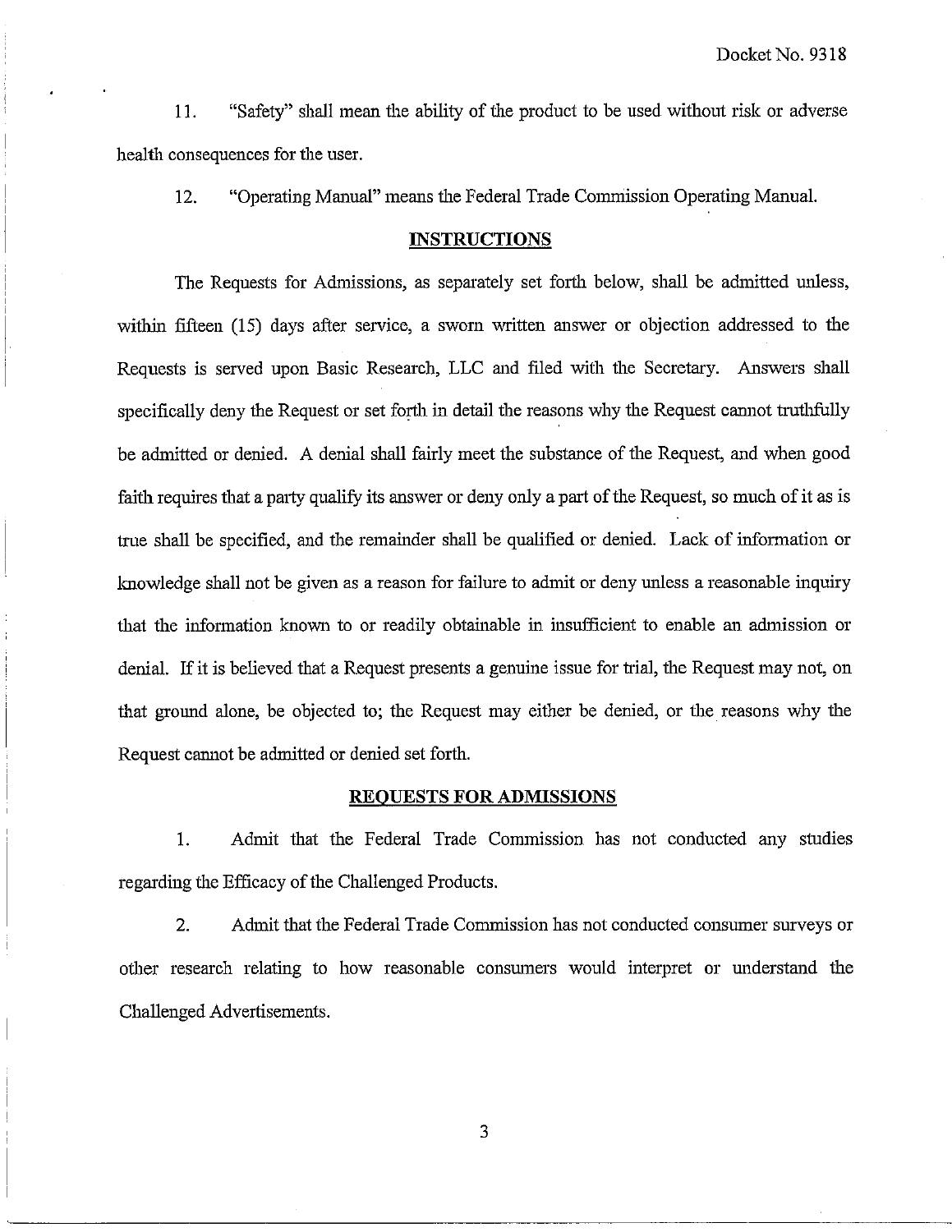11. "Safety" shall mean the ability of the product to be used without risk or adverse health consequences for the user.

12. "Operating Manual" means the Federal Trade Commission Operating Manual.

## INSTRUCTIONS

The Requests for Admissions, as separately set forth below, shall be admitted unless, within fifteen (15) days after service, a sworn written answer or objection addressed to the Requests is served upon Basic Research, LLC and filed with the Secretary. Answers shall specifically deny the Request or set forth in detail the reasons why the Request cannot truthfully be admitted or denied. A denial shall fairly meet the substance of the Request, and when good faith requires that a party qualify its answer or deny only a part of the Request, so much of it as is true shall be specified, and the remainder shall be qualified or denied. Lack of information or knowledge shall not be given as a reason for failure to admit or deny unless a reasonable inquiry that the information known to or readily obtainable in insufficient to enable an admission or denial. If it is believed that a Request presents a genuine issue for trial, the Request may not, on that ground alone, be objected to; the Request may either be denied, or the reasons why the Request cannot be admitted or denied set forth.

## REQUESTS FOR ADMISSIONS

1. Admit that the Federal Trade Commission has not conducted any studies regarding the Efficacy of the Challenged Products.

2. Admit that the Federal Trade Commission has not conducted consumer surveys or other research relating to how reasonable consumers would interpret or understand the Challenged Advertisements.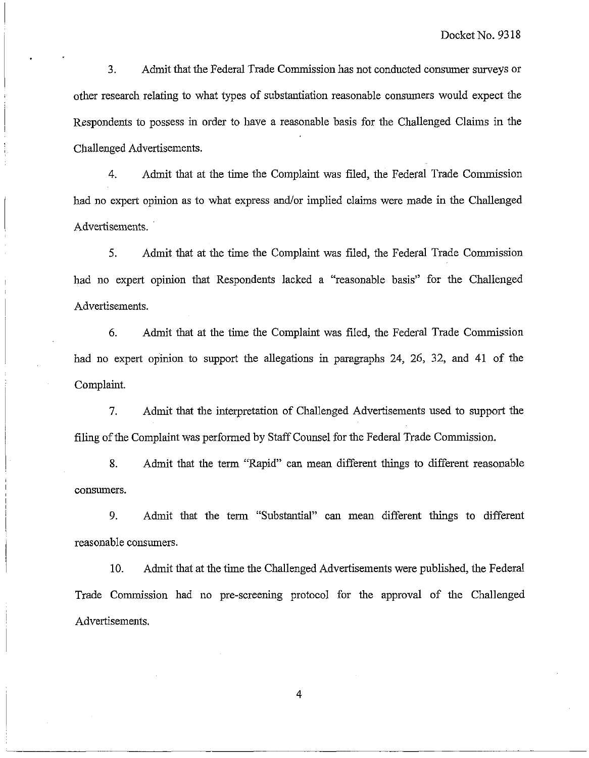3. Admit that the Federal Trade Commission has not conducted consumer surveys or other research relating to what types of substantiation reasonable consumers would expect the Respondents to possess in order to have a reasonable basis for the Challenged Claims in the Challenged Advertisements.

4. Admit that at the time the Complaint was filed, the Federal Trade Commission had no expert opinion as to what express and/or implied claims were made in the Challenged Advertisements.

5. Admit that at the time the Complaint was filed, the Federal Trade Commission had no expert opinion that Respondents lacked a "reasonable basis" for the Challenged Advertisements.

6. Admit that at the time the Complaint was filed, the Federal Trade Commission had no expert opinion to support the allegations in paragraphs 24, 26, 32, and 41 of the Complaint.

7. Admit that the interpretation of Challenged Advertisements used to support the filing of the Complaint was performed by Staff Counsel for the Federal Trade Commission.

8. Admit that the term "Rapid" can mean different things to different reasonable consumers.

9. Admit that the term "Substantial" can mean different things to different reasonable consumers.

10. Admit that at the time the Challenged Advertisements were published, the Federal Trade Commission had no pre-screening protocol for the approval of the Challenged Advertisements.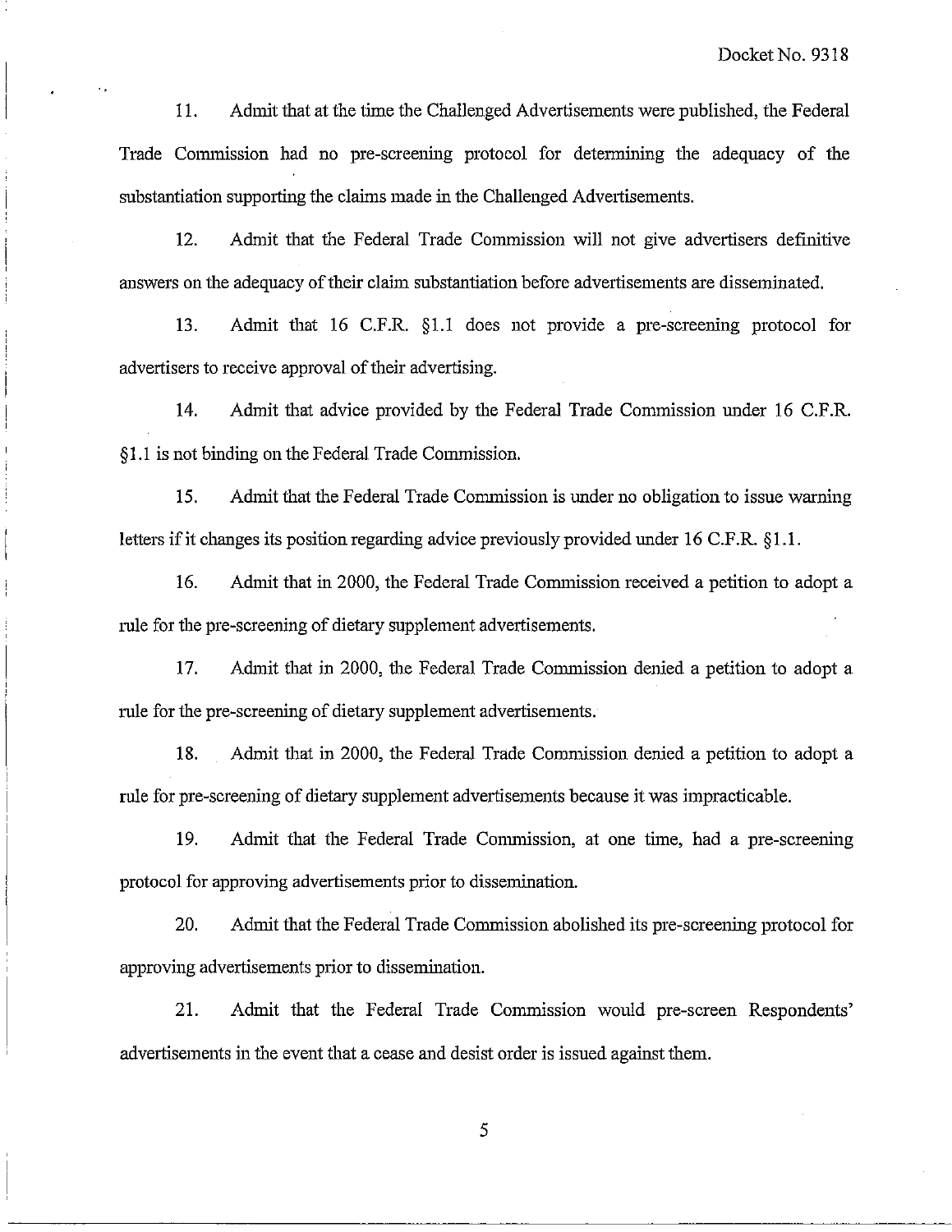11. Admit that at the time the Challenged Advertisements were published, the Federal Trade Commission had no pre-screening protocol for determining the adequacy of the substantiation supporting the claims made in the Challenged Advertisements.

12. Admit that the Federal Trade Commission will not give advertisers definitive answers on the adequacy of their claim substantiation before advertisements are disseminated.

13. Admit that 16 C.F.R. §1.1 does not provide a pre-screening protocol for advertisers to receive approval of their advertising.

14. Admit that advice provided by the Federal Trade Commission under 16 C.F.R. §1.1 is not binding on the Federal Trade Commission.

15. Admit that the Federal Trade Commission is under no obligation to issue warning letters if it changes its position regarding advice previously provided under 16 C.F.R. §1.1.

16. Admit that in 2000, the Federal Trade Commission received a petition to adopt a rule for the pre-screening of dietary supplement advertisements.

17. Admit that in 2000, the Federal Trade Commission denied a petition to adopt a rule for the pre-screening of dietary supplement advertisements.

18. Admit that in 2000, the Federal Trade Commission denied a petition to adopt a rule for pre-screening of dietary supplement advertisements because it was impracticable.

19. Admit that the Federal Trade Commission, at one time, had a pre-screening protocol for approving advertisements prior to dissemination.

20. Admit that the Federal Trade Commission abolished its pre-screening protocol for approving advertisements prior to dissemination.

21. Admit that the Federal Trade Commission would pre-screen Respondents' advertisements in the event that a cease and desist order is issued against them.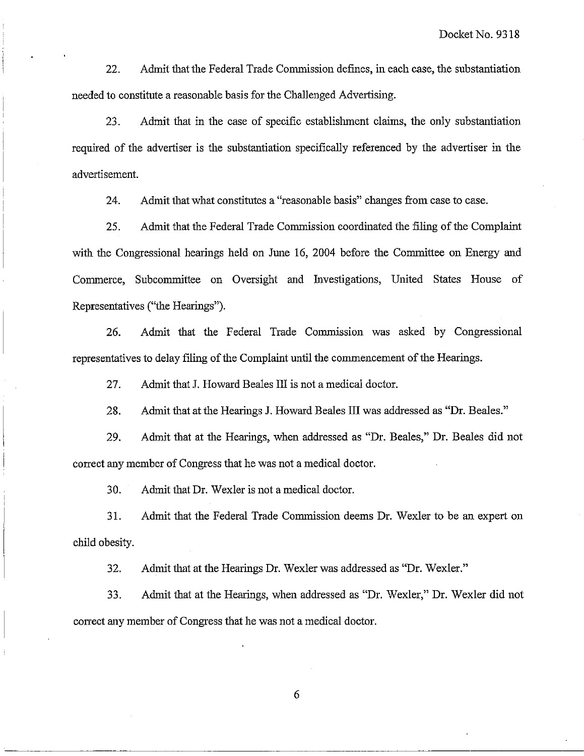22. Admit that the Federal Trade Commission defines, in each case, the substantiation needed to constitute a reasonable basis for the Challenged Advertising.

23. Admit that in the case of specific establishment claims, the only substantiation required of the advertiser is the substantiation specifically referenced by the advertiser in the advertisement.

24. Admit that what constitutes a "reasonable basis" changes from case to case.

25. Admit that the Federal Trade Commission coordinated the filing of the Complaint with the Congressional hearings held on June 16, 2004 before the Committee on Energy and Commerce, Subcommittee on Oversight and Investigations, United States House of Representatives ("the Hearings").

26. Admit that the Federal Trade Commission was asked by Congressional representatives to delay filing of the Complaint until the commencement of the Hearings.

27. Admit that J. Howard Beales III is not a medical doctor.

28. Admit that at the Hearings J. Howard Beales III was addressed as "Dr. Beales."

29. Admit that at the Hearings, when addressed as "Dr. Beales," Dr. Beales did not correct any member of Congress that he was not a medical doctor.

30. Admit that Dr. Wexler is not a medical doctor.

31. Admit that the Federal Trade Commission deems Dr. Wexler to be an expert on child obesity.

32. Admit that at the Hearings Dr. Wexler was addressed as "Dr. Wexler."

33. Admit that at the Hearings, when addressed as "Dr. Wexler," Dr. Wexler did not correct any member of Congress that he was not a medical doctor.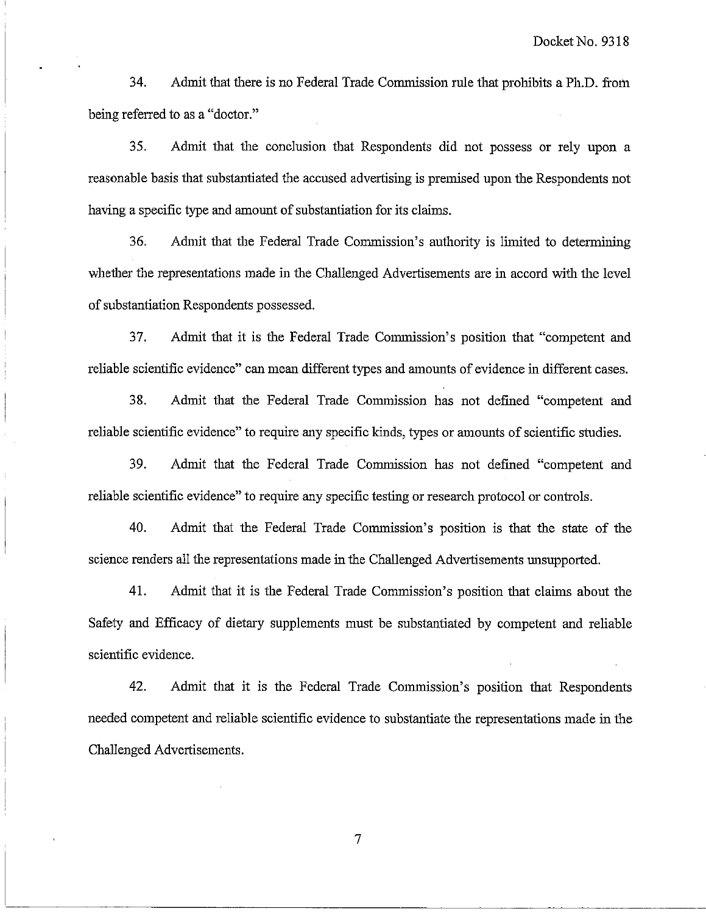34. Admit that there is no Federal Trade Commission rule that prohibits a Ph.D. from being referred to as a "doctor."

35. Admit that the conclusion that Respondents did not possess or rely upon a reasonable basis that substantiated the accused advertising is premised upon the Respondents not having a specific type and amount of substantiation for its claims.

36. Admit that the Federal Trade Commission's authority is limited to determining whether the representations made in the Challenged Advertisements are in accord with the level of substantiation Respondents possessed.

37. Admit that it is the Federal Trade Commission's position that "competent and reliable scientific evidence" can mean different types and amounts of evidence in different cases.

38. Admit that the Federal Trade Commission has not defined "competent and reliable scientific evidence" to require any specific kinds, types or amounts of scientific studies.

39. Admit that the Federal Trade Commission has not defined "competent and reliable scientific evidence" to require any specific testing or research protocol or controls.

40. Admit that the Federal Trade Commission's position is that the state of the science renders all the representations made in the Challenged Advertisements unsupported.

41. Admit that it is the Federal Trade Commission's position that claims about the Safety and Efficacy of dietary supplements must be substantiated by competent and reliable scientific evidence.

42. Admit that it is the Federal Trade Commission's position that Respondents needed competent and reliable scientific evidence to substantiate the representations made in the Challenged Advertisements.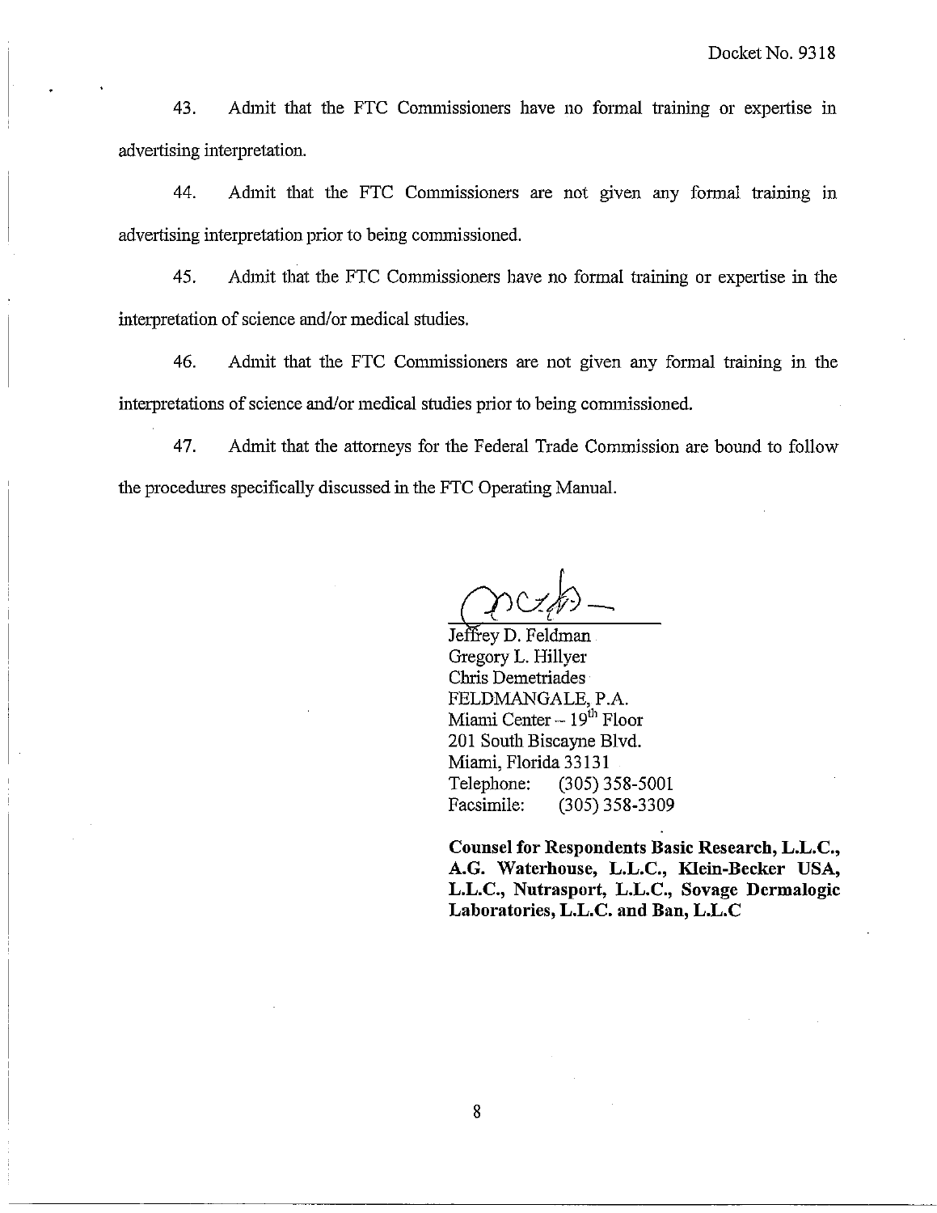43. Admit that the FTC Commissioners have no formal training or expertise in advertising interpretation.

44. Admit that the FTC Commissioners are not given any formal training in advertising interpretation prior to being commissioned.

45. Admit that the FTC Commissioners have no formal training or expertise in the interpretation of science and/or medical studies.

46. Admit that the FTC Commissioners are not given any formal training in the interpretations of science and/or medical studies prior to being commissioned.

47. Admit that the attorneys for the Federal Trade Commission are bound to follow the procedures specifically discussed in the FTC Operating Manual.

Jeffrey D. Feldman
Gregory L. Hillyer
Chris Demetriades
FELDMANGALE, P.A.
Miami Center – 19th Floor
201 South Biscayne Blvd.
Miami, Florida 33131
Telephone: (305) 358-5001
Facsimile: (305) 358-3309

**Counsel for Respondents Basic Research, L.L.C., A.G. Waterhouse, L.L.C., Klein-Becker USA, L.L.C., Nutrasport, L.L.C., Sovage Dermalogic Laboratories, L.L.C. and Ban, L.L.C**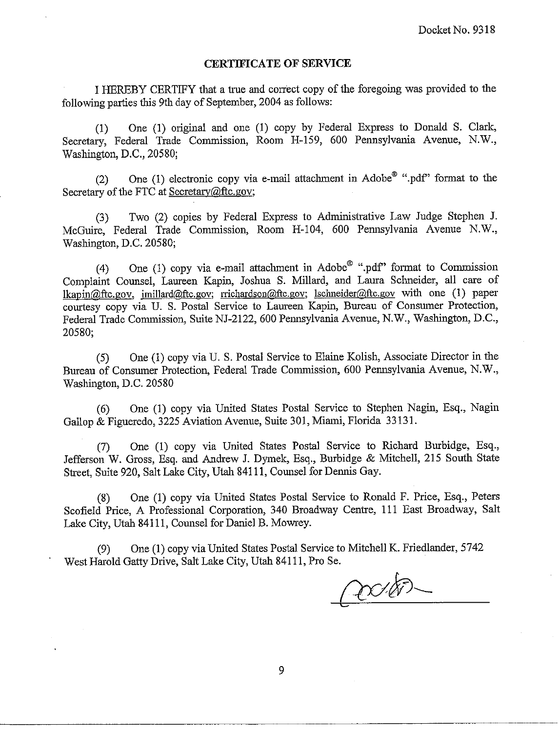Docket No. 9318

## CERTIFICATE OF SERVICE

I HEREBY CERTIFY that a true and correct copy of the foregoing was provided to the following parties this 9th day of September, 2004 as follows:

(1) One (1) original and one (1) copy by Federal Express to Donald S. Clark, Secretary, Federal Trade Commission, Room H-159, 600 Pennsylvania Avenue, N.W., Washington, D.C., 20580;

(2) One (1) electronic copy via e-mail attachment in Adobe® ".pdf" format to the Secretary of the FTC at Secretary@ftc.gov;

(3) Two (2) copies by Federal Express to Administrative Law Judge Stephen J. McGuire, Federal Trade Commission, Room H-104, 600 Pennsylvania Avenue N.W., Washington, D.C. 20580;

(4) One (1) copy via e-mail attachment in Adobe® ".pdf" format to Commission Complaint Counsel, Laureen Kapin, Joshua S. Millard, and Laura Schneider, all care of lkapin@ftc.gov, jmillard@ftc.gov; rrichardson@ftc.gov; lschneider@ftc.gov with one (1) paper courtesy copy via U. S. Postal Service to Laureen Kapin, Bureau of Consumer Protection, Federal Trade Commission, Suite NJ-2122, 600 Pennsylvania Avenue, N.W., Washington, D.C., 20580;

(5) One (1) copy via U. S. Postal Service to Elaine Kolish, Associate Director in the Bureau of Consumer Protection, Federal Trade Commission, 600 Pennsylvania Avenue, N.W., Washington, D.C. 20580

(6) One (1) copy via United States Postal Service to Stephen Nagin, Esq., Nagin Gallop & Figueredo, 3225 Aviation Avenue, Suite 301, Miami, Florida 33131.

(7) One (1) copy via United States Postal Service to Richard Burbidge, Esq., Jefferson W. Gross, Esq. and Andrew J. Dymek, Esq., Burbidge & Mitchell, 215 South State Street, Suite 920, Salt Lake City, Utah 84111, Counsel for Dennis Gay.

(8) One (1) copy via United States Postal Service to Ronald F. Price, Esq., Peters Scofield Price, A Professional Corporation, 340 Broadway Centre, 111 East Broadway, Salt Lake City, Utah 84111, Counsel for Daniel B. Mowrey.

(9) One (1) copy via United States Postal Service to Mitchell K. Friedlander, 5742 West Harold Gatty Drive, Salt Lake City, Utah 84111, Pro Se.

\_\_\_\_\_\_\_\_\_\_\_\_\_\_\_\_\_\_\_\_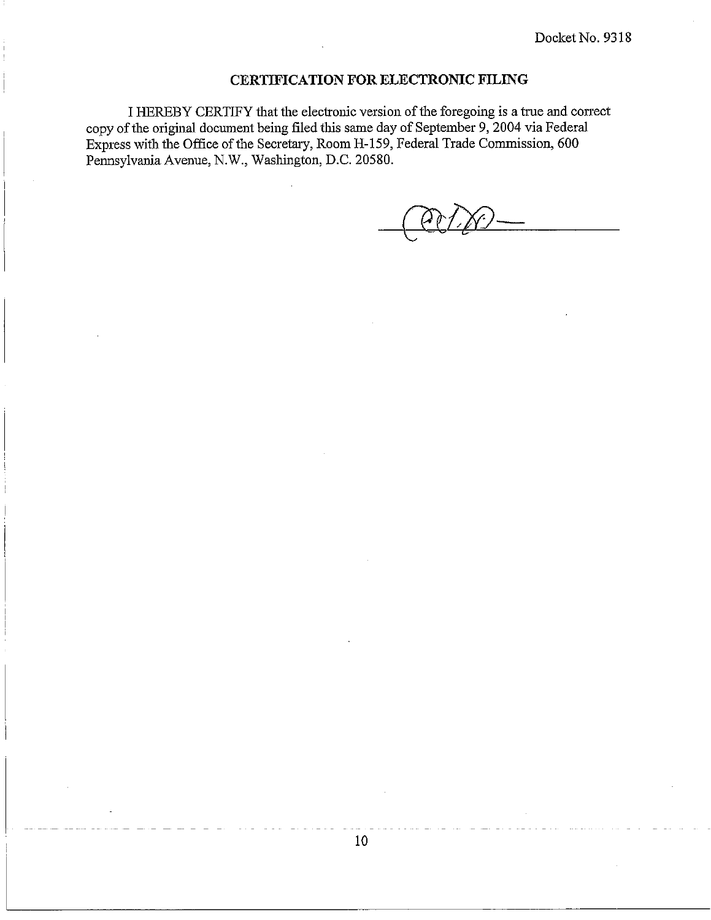Docket No. 9318

## CERTIFICATION FOR ELECTRONIC FILING

I HEREBY CERTIFY that the electronic version of the foregoing is a true and correct copy of the original document being filed this same day of September 9, 2004 via Federal Express with the Office of the Secretary, Room H-159, Federal Trade Commission, 600 Pennsylvania Avenue, N.W., Washington, D.C. 20580.

\_\_\_\_\_\_\_\_\_\_\_\_\_\_\_\_\_\_\_\_\_\_\_\_\_\_\_\_